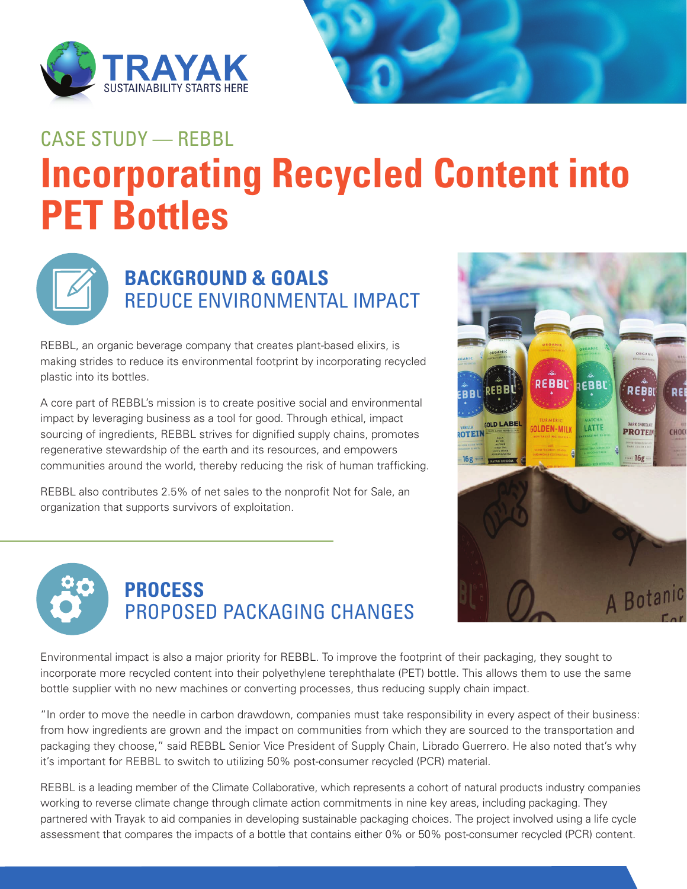TRAYAK
SUSTAINABILITY STARTS HERE

CASE STUDY — REBBL

# Incorporating Recycled Content into PET Bottles

## BACKGROUND & GOALS
### REDUCE ENVIRONMENTAL IMPACT

REBBL, an organic beverage company that creates plant-based elixirs, is making strides to reduce its environmental footprint by incorporating recycled plastic into its bottles.

A core part of REBBL's mission is to create positive social and environmental impact by leveraging business as a tool for good. Through ethical, impact sourcing of ingredients, REBBL strives for dignified supply chains, promotes regenerative stewardship of the earth and its resources, and empowers communities around the world, thereby reducing the risk of human trafficking.

REBBL also contributes 2.5% of net sales to the nonprofit Not for Sale, an organization that supports survivors of exploitation.

## PROCESS
### PROPOSED PACKAGING CHANGES

Environmental impact is also a major priority for REBBL. To improve the footprint of their packaging, they sought to incorporate more recycled content into their polyethylene terephthalate (PET) bottle. This allows them to use the same bottle supplier with no new machines or converting processes, thus reducing supply chain impact.

"In order to move the needle in carbon drawdown, companies must take responsibility in every aspect of their business: from how ingredients are grown and the impact on communities from which they are sourced to the transportation and packaging they choose," said REBBL Senior Vice President of Supply Chain, Librado Guerrero. He also noted that's why it's important for REBBL to switch to utilizing 50% post-consumer recycled (PCR) material.

REBBL is a leading member of the Climate Collaborative, which represents a cohort of natural products industry companies working to reverse climate change through climate action commitments in nine key areas, including packaging. They partnered with Trayak to aid companies in developing sustainable packaging choices. The project involved using a life cycle assessment that compares the impacts of a bottle that contains either 0% or 50% post-consumer recycled (PCR) content.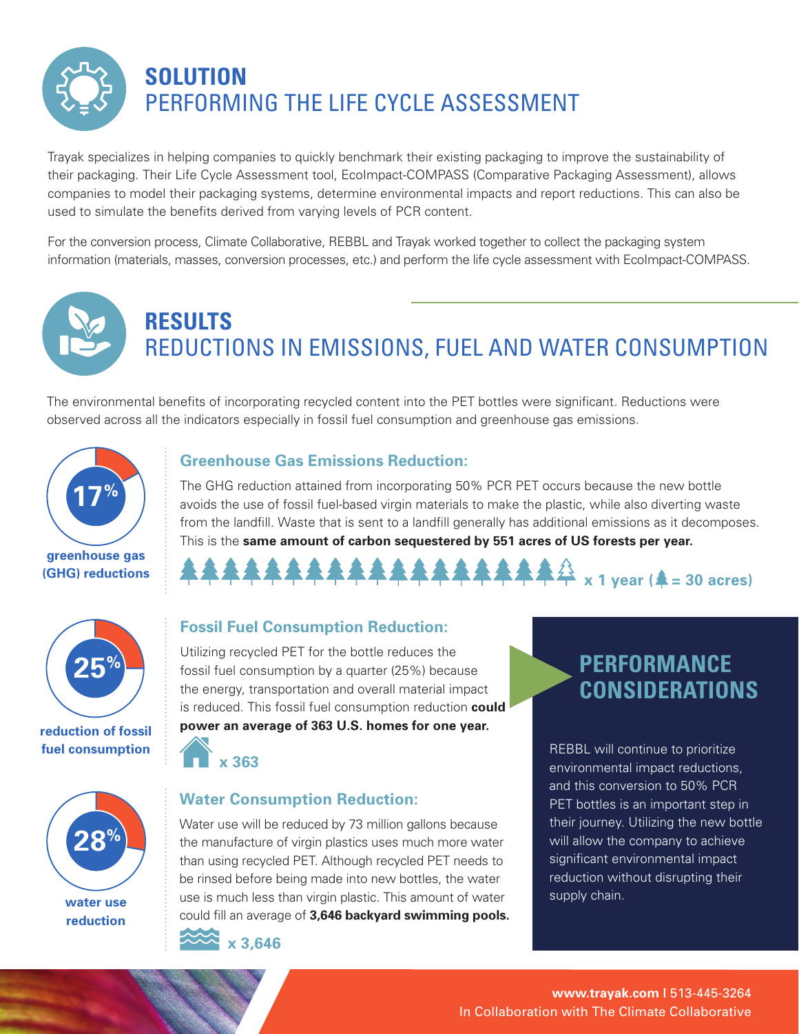## SOLUTION
## PERFORMING THE LIFE CYCLE ASSESSMENT

Trayak specializes in helping companies to quickly benchmark their existing packaging to improve the sustainability of their packaging. Their Life Cycle Assessment tool, EcoImpact-COMPASS (Comparative Packaging Assessment), allows companies to model their packaging systems, determine environmental impacts and report reductions. This can also be used to simulate the benefits derived from varying levels of PCR content.

For the conversion process, Climate Collaborative, REBBL and Trayak worked together to collect the packaging system information (materials, masses, conversion processes, etc.) and perform the life cycle assessment with EcoImpact-COMPASS.

## RESULTS
## REDUCTIONS IN EMISSIONS, FUEL AND WATER CONSUMPTION

The environmental benefits of incorporating recycled content into the PET bottles were significant. Reductions were observed across all the indicators especially in fossil fuel consumption and greenhouse gas emissions.

**17%**
**greenhouse gas (GHG) reductions**

### Greenhouse Gas Emissions Reduction:

The GHG reduction attained from incorporating 50% PCR PET occurs because the new bottle avoids the use of fossil fuel-based virgin materials to make the plastic, while also diverting waste from the landfill. Waste that is sent to a landfill generally has additional emissions as it decomposes. This is the **same amount of carbon sequestered by 551 acres of US forests per year.**

**x 1 year (1 tree = 30 acres)**

**25%**
**reduction of fossil fuel consumption**

### Fossil Fuel Consumption Reduction:

Utilizing recycled PET for the bottle reduces the fossil fuel consumption by a quarter (25%) because the energy, transportation and overall material impact is reduced. This fossil fuel consumption reduction **could power an average of 363 U.S. homes for one year.**

**x 363**

**28%**
**water use reduction**

### Water Consumption Reduction:

Water use will be reduced by 73 million gallons because the manufacture of virgin plastics uses much more water than using recycled PET. Although recycled PET needs to be rinsed before being made into new bottles, the water use is much less than virgin plastic. This amount of water could fill an average of **3,646 backyard swimming pools.**

**x 3,646**

## PERFORMANCE CONSIDERATIONS

REBBL will continue to prioritize environmental impact reductions, and this conversion to 50% PCR PET bottles is an important step in their journey. Utilizing the new bottle will allow the company to achieve significant environmental impact reduction without disrupting their supply chain.

**www.trayak.com** I 513-445-3264
In Collaboration with The Climate Collaborative